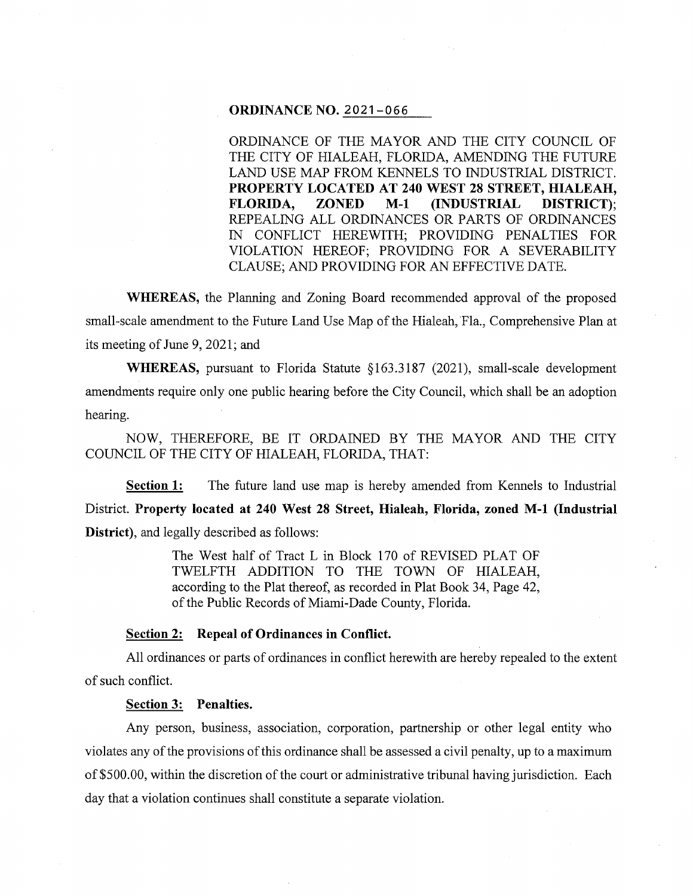# ORDINANCE NO. 2021-066

ORDINANCE OF THE MAYOR AND THE CITY COUNCIL OF THE CITY OF HIALEAH, FLORIDA, AMENDING THE FUTURE LAND USE MAP FROM KENNELS TO INDUSTRIAL DISTRICT. **PROPERTY LOCATED AT 240 WEST 28 STREET, HIALEAH, FLORIDA, ZONED M-1 (INDUSTRIAL DISTRICT)**; REPEALING ALL ORDINANCES OR PARTS OF ORDINANCES IN CONFLICT HEREWITH; PROVIDING PENALTIES FOR VIOLATION HEREOF; PROVIDING FOR A SEVERABILITY CLAUSE; AND PROVIDING FOR AN EFFECTIVE DATE.

**WHEREAS,** the Planning and Zoning Board recommended approval of the proposed small-scale amendment to the Future Land Use Map of the Hialeah, Fla., Comprehensive Plan at its meeting of June 9, 2021; and

**WHEREAS,** pursuant to Florida Statute §163.3187 (2021), small-scale development amendments require only one public hearing before the City Council, which shall be an adoption hearing.

NOW, THEREFORE, BE IT ORDAINED BY THE MAYOR AND THE CITY COUNCIL OF THE CITY OF HIALEAH, FLORIDA, THAT:

**Section 1:** The future land use map is hereby amended from Kennels to Industrial District. **Property located at 240 West 28 Street, Hialeah, Florida, zoned M-1 (Industrial District)**, and legally described as follows:

> The West half of Tract L in Block 170 of REVISED PLAT OF TWELFTH ADDITION TO THE TOWN OF HIALEAH, according to the Plat thereof, as recorded in Plat Book 34, Page 42, of the Public Records of Miami-Dade County, Florida.

**Section 2: Repeal of Ordinances in Conflict.**

All ordinances or parts of ordinances in conflict herewith are hereby repealed to the extent of such conflict.

**Section 3: Penalties.**

Any person, business, association, corporation, partnership or other legal entity who violates any of the provisions of this ordinance shall be assessed a civil penalty, up to a maximum of $500.00, within the discretion of the court or administrative tribunal having jurisdiction. Each day that a violation continues shall constitute a separate violation.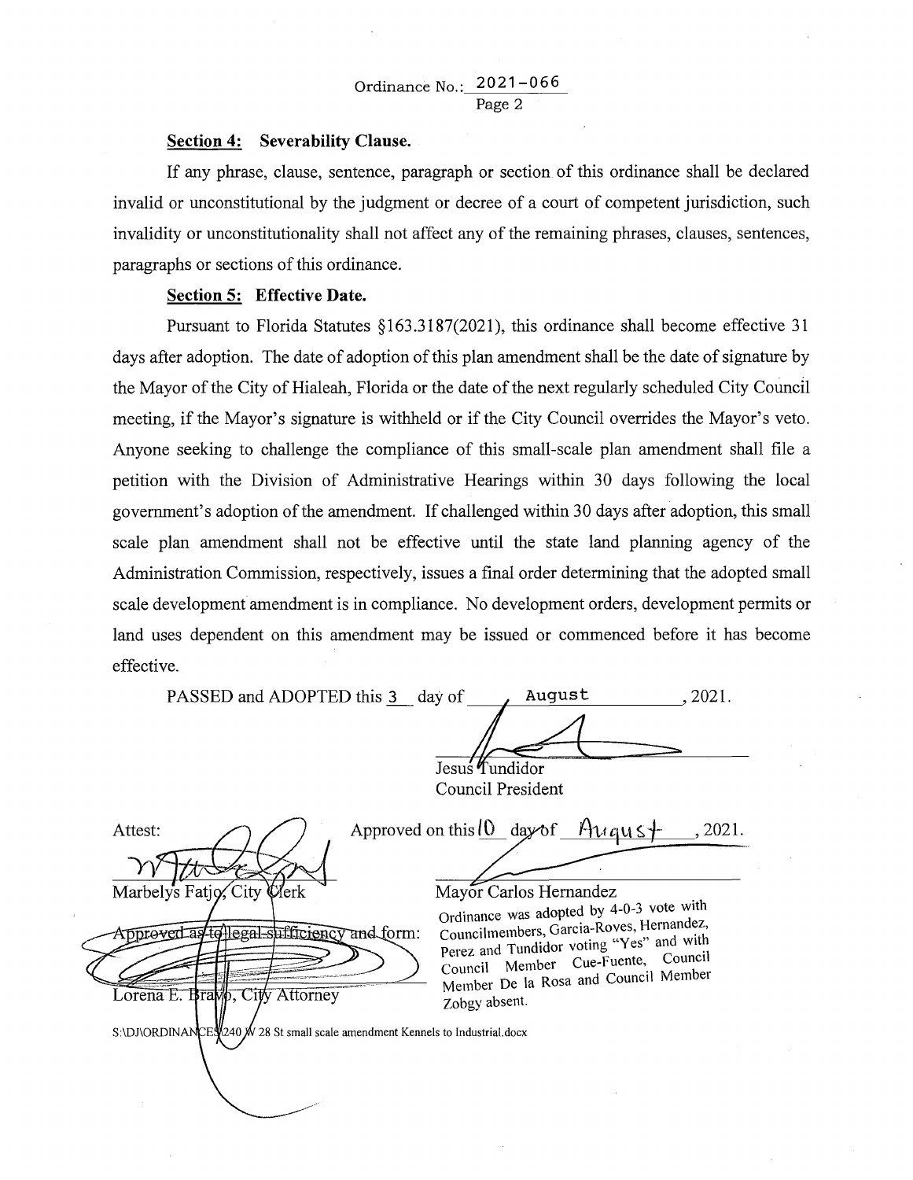Ordinance No.: 2021-066

**Section 4: Severability Clause.**

If any phrase, clause, sentence, paragraph or section of this ordinance shall be declared invalid or unconstitutional by the judgment or decree of a court of competent jurisdiction, such invalidity or unconstitutionality shall not affect any of the remaining phrases, clauses, sentences, paragraphs or sections of this ordinance.

**Section 5: Effective Date.**

Pursuant to Florida Statutes §163.3187(2021), this ordinance shall become effective 31 days after adoption. The date of adoption of this plan amendment shall be the date of signature by the Mayor of the City of Hialeah, Florida or the date of the next regularly scheduled City Council meeting, if the Mayor's signature is withheld or if the City Council overrides the Mayor's veto. Anyone seeking to challenge the compliance of this small-scale plan amendment shall file a petition with the Division of Administrative Hearings within 30 days following the local government's adoption of the amendment. If challenged within 30 days after adoption, this small scale plan amendment shall not be effective until the state land planning agency of the Administration Commission, respectively, issues a final order determining that the adopted small scale development amendment is in compliance. No development orders, development permits or land uses dependent on this amendment may be issued or commenced before it has become effective.

PASSED and ADOPTED this 3 day of August, 2021.

Jesus Tundidor
Council President

Attest:

Marbelys Fatjo, City Clerk

Approved as to legal sufficiency and form:

Lorena E. Bravo, City Attorney

Approved on this 10 day of August, 2021.

Mayor Carlos Hernandez

Ordinance was adopted by 4-0-3 vote with Councilmembers, Garcia-Roves, Hernandez, Perez and Tundidor voting "Yes" and with Council Member Cue-Fuente, Council Member De la Rosa and Council Member Zobgy absent.

S:\DJ\ORDINANCES\240 W 28 St small scale amendment Kennels to Industrial.docx